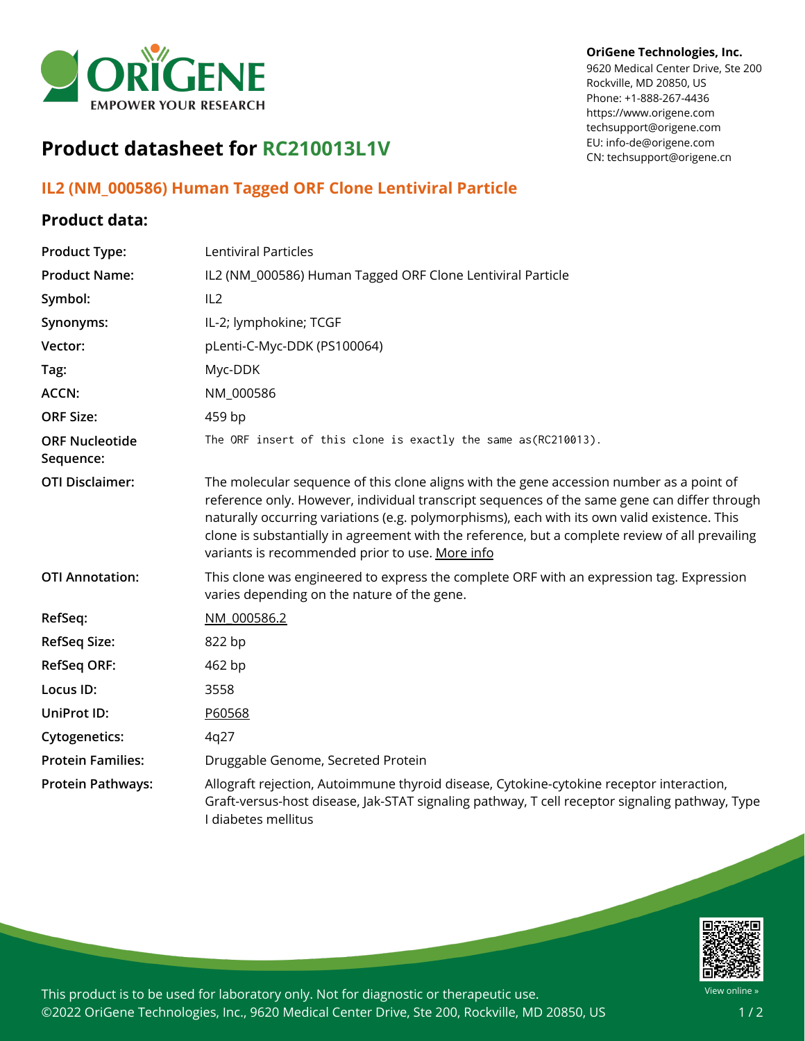OriGene Technologies, Inc.
9620 Medical Center Drive, Ste 200
Rockville, MD 20850, US
Phone: +1-888-267-4436
https://www.origene.com
techsupport@origene.com
EU: info-de@origene.com
CN: techsupport@origene.cn

# Product datasheet for RC210013L1V

## IL2 (NM_000586) Human Tagged ORF Clone Lentiviral Particle

### Product data:

| | |
|---|---|
| **Product Type:** | Lentiviral Particles |
| **Product Name:** | IL2 (NM_000586) Human Tagged ORF Clone Lentiviral Particle |
| **Symbol:** | IL2 |
| **Synonyms:** | IL-2; lymphokine; TCGF |
| **Vector:** | pLenti-C-Myc-DDK (PS100064) |
| **Tag:** | Myc-DDK |
| **ACCN:** | NM_000586 |
| **ORF Size:** | 459 bp |
| **ORF Nucleotide Sequence:** | The ORF insert of this clone is exactly the same as(RC210013). |
| **OTI Disclaimer:** | The molecular sequence of this clone aligns with the gene accession number as a point of reference only. However, individual transcript sequences of the same gene can differ through naturally occurring variations (e.g. polymorphisms), each with its own valid existence. This clone is substantially in agreement with the reference, but a complete review of all prevailing variants is recommended prior to use. More info |
| **OTI Annotation:** | This clone was engineered to express the complete ORF with an expression tag. Expression varies depending on the nature of the gene. |
| **RefSeq:** | NM_000586.2 |
| **RefSeq Size:** | 822 bp |
| **RefSeq ORF:** | 462 bp |
| **Locus ID:** | 3558 |
| **UniProt ID:** | P60568 |
| **Cytogenetics:** | 4q27 |
| **Protein Families:** | Druggable Genome, Secreted Protein |
| **Protein Pathways:** | Allograft rejection, Autoimmune thyroid disease, Cytokine-cytokine receptor interaction, Graft-versus-host disease, Jak-STAT signaling pathway, T cell receptor signaling pathway, Type I diabetes mellitus |

This product is to be used for laboratory only. Not for diagnostic or therapeutic use.
©2022 OriGene Technologies, Inc., 9620 Medical Center Drive, Ste 200, Rockville, MD 20850, US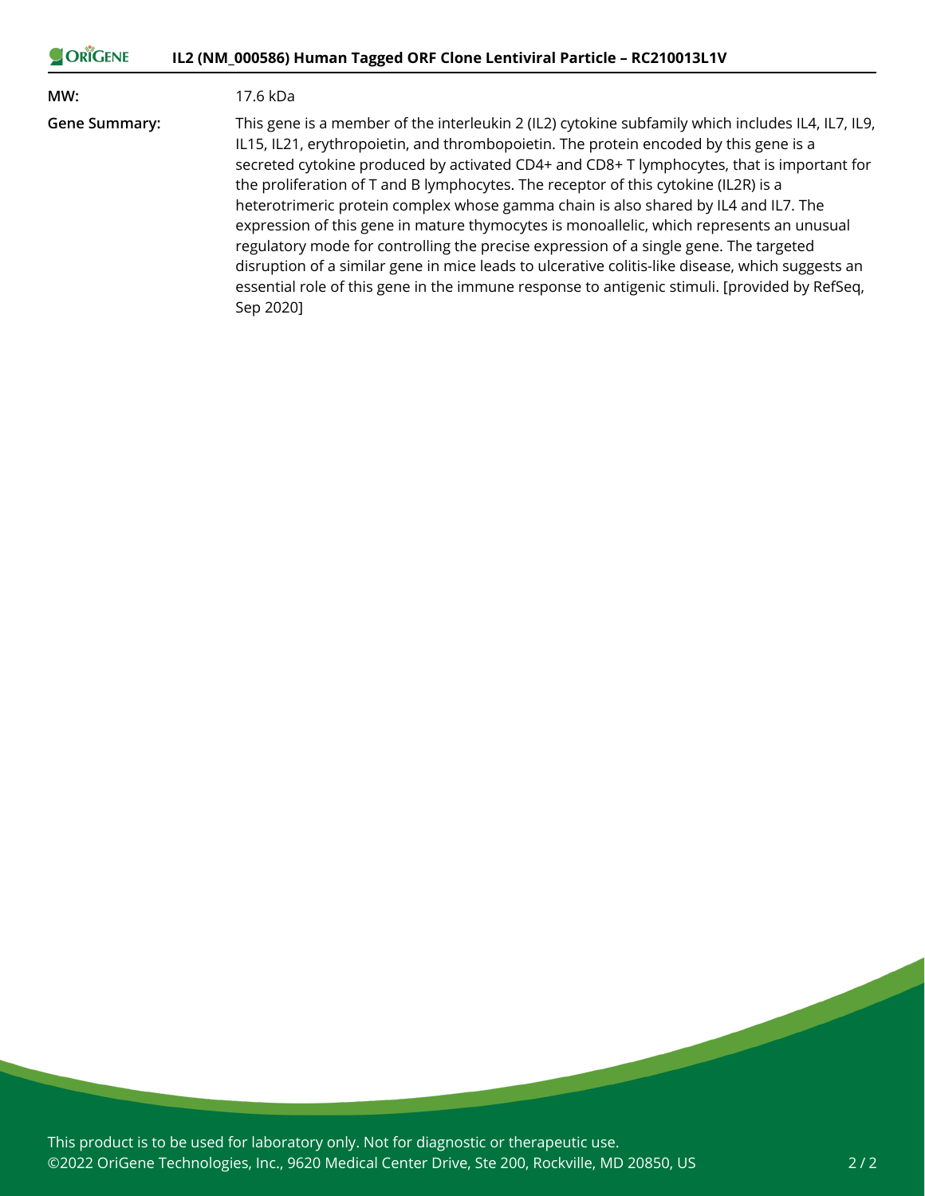| | |
|---|---|
| **MW:** | 17.6 kDa |
| **Gene Summary:** | This gene is a member of the interleukin 2 (IL2) cytokine subfamily which includes IL4, IL7, IL9, IL15, IL21, erythropoietin, and thrombopoietin. The protein encoded by this gene is a secreted cytokine produced by activated CD4+ and CD8+ T lymphocytes, that is important for the proliferation of T and B lymphocytes. The receptor of this cytokine (IL2R) is a heterotrimeric protein complex whose gamma chain is also shared by IL4 and IL7. The expression of this gene in mature thymocytes is monoallelic, which represents an unusual regulatory mode for controlling the precise expression of a single gene. The targeted disruption of a similar gene in mice leads to ulcerative colitis-like disease, which suggests an essential role of this gene in the immune response to antigenic stimuli. [provided by RefSeq, Sep 2020] |

This product is to be used for laboratory only. Not for diagnostic or therapeutic use.
©2022 OriGene Technologies, Inc., 9620 Medical Center Drive, Ste 200, Rockville, MD 20850, US